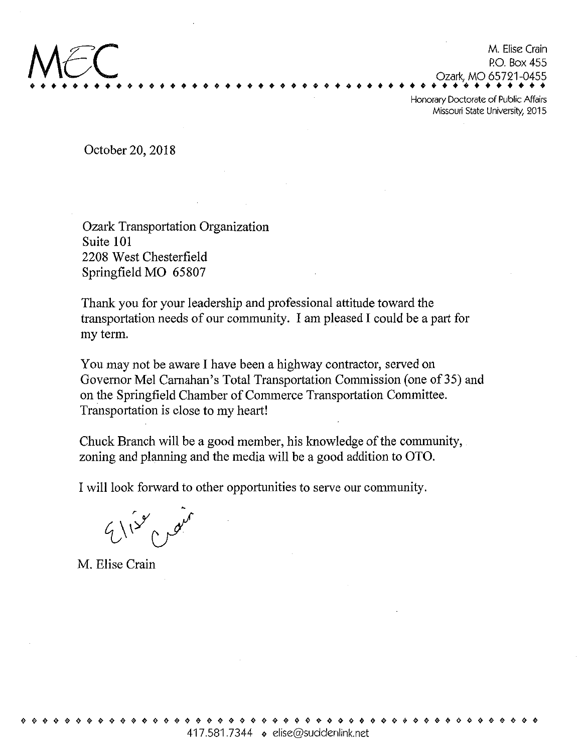MEC

M. Elise Crain
P.O. Box 455
Ozark, MO 65721-0455

Honorary Doctorate of Public Affairs
Missouri State University, 2015

October 20, 2018

Ozark Transportation Organization
Suite 101
2208 West Chesterfield
Springfield MO 65807

Thank you for your leadership and professional attitude toward the transportation needs of our community. I am pleased I could be a part for my term.

You may not be aware I have been a highway contractor, served on Governor Mel Carnahan's Total Transportation Commission (one of 35) and on the Springfield Chamber of Commerce Transportation Committee. Transportation is close to my heart!

Chuck Branch will be a good member, his knowledge of the community, zoning and planning and the media will be a good addition to OTO.

I will look forward to other opportunities to serve our community.

Elise Crain

M. Elise Crain

417.581.7344 ◆ elise@suddenlink.net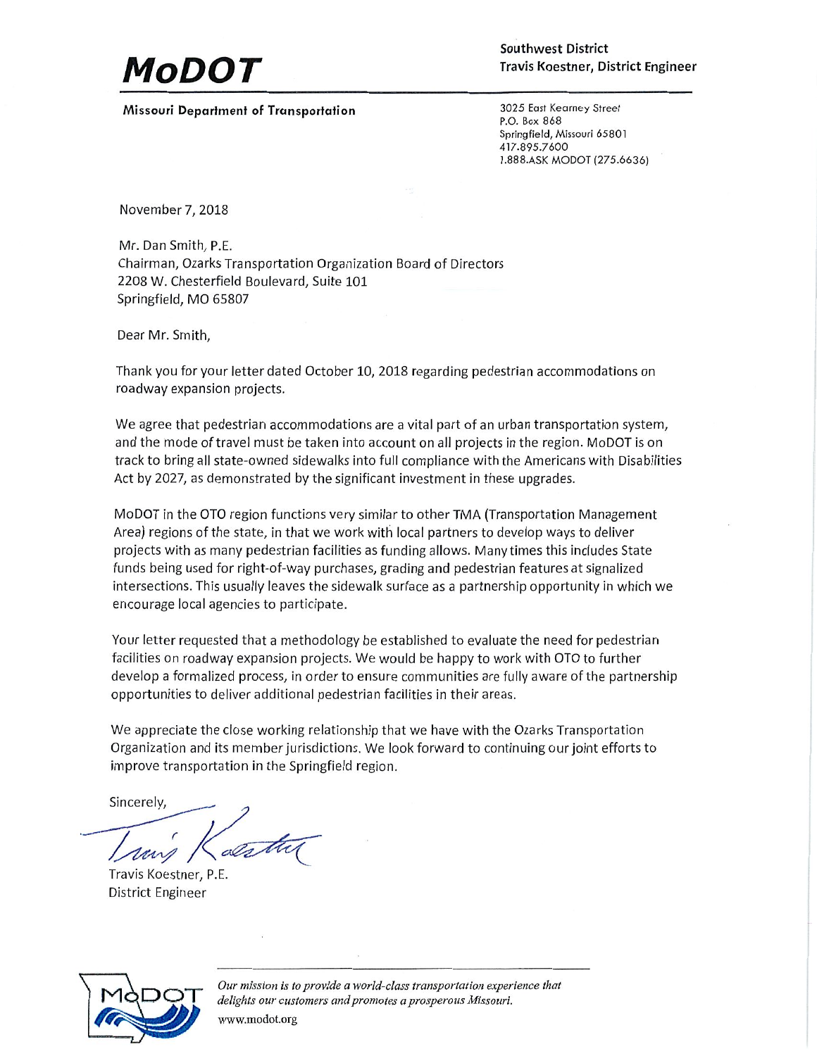# MoDOT

**Missouri Department of Transportation**

**Southwest District**
**Travis Koestner, District Engineer**

3025 East Kearney Street
P.O. Box 868
Springfield, Missouri 65801
417.895.7600
1.888.ASK MODOT (275.6636)

November 7, 2018

Mr. Dan Smith, P.E.
Chairman, Ozarks Transportation Organization Board of Directors
2208 W. Chesterfield Boulevard, Suite 101
Springfield, MO 65807

Dear Mr. Smith,

Thank you for your letter dated October 10, 2018 regarding pedestrian accommodations on roadway expansion projects.

We agree that pedestrian accommodations are a vital part of an urban transportation system, and the mode of travel must be taken into account on all projects in the region. MoDOT is on track to bring all state-owned sidewalks into full compliance with the Americans with Disabilities Act by 2027, as demonstrated by the significant investment in these upgrades.

MoDOT in the OTO region functions very similar to other TMA (Transportation Management Area) regions of the state, in that we work with local partners to develop ways to deliver projects with as many pedestrian facilities as funding allows. Many times this includes State funds being used for right-of-way purchases, grading and pedestrian features at signalized intersections. This usually leaves the sidewalk surface as a partnership opportunity in which we encourage local agencies to participate.

Your letter requested that a methodology be established to evaluate the need for pedestrian facilities on roadway expansion projects. We would be happy to work with OTO to further develop a formalized process, in order to ensure communities are fully aware of the partnership opportunities to deliver additional pedestrian facilities in their areas.

We appreciate the close working relationship that we have with the Ozarks Transportation Organization and its member jurisdictions. We look forward to continuing our joint efforts to improve transportation in the Springfield region.

Sincerely,

Travis Koestner, P.E.
District Engineer

*Our mission is to provide a world-class transportation experience that delights our customers and promotes a prosperous Missouri.*
www.modot.org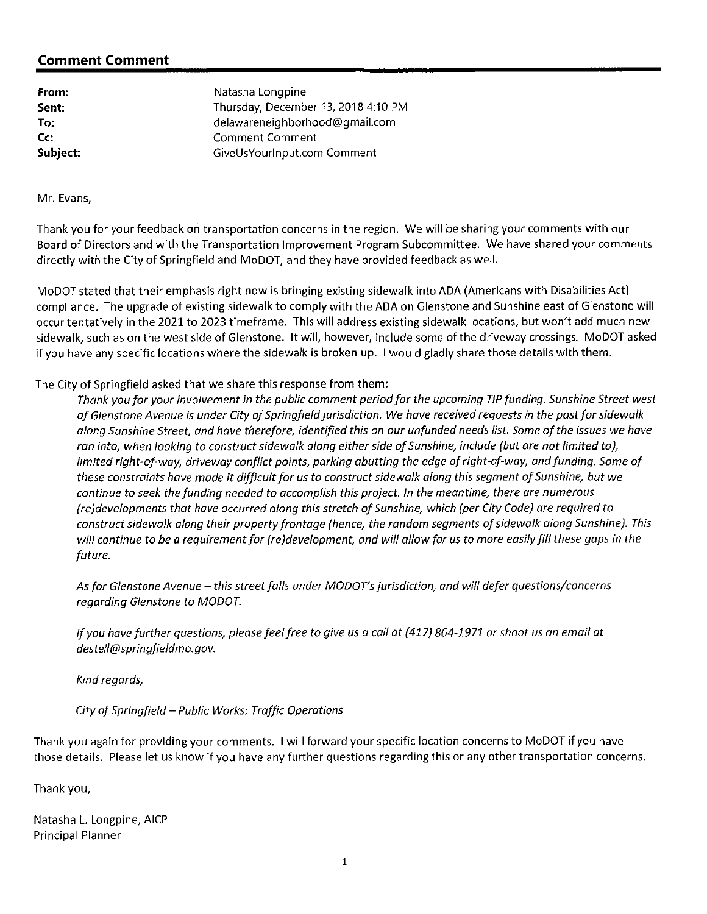## Comment Comment

| | |
|---|---|
| **From:** | Natasha Longpine |
| **Sent:** | Thursday, December 13, 2018 4:10 PM |
| **To:** | delawareneighborhood@gmail.com |
| **Cc:** | Comment Comment |
| **Subject:** | GiveUsYourInput.com Comment |

Mr. Evans,

Thank you for your feedback on transportation concerns in the region. We will be sharing your comments with our Board of Directors and with the Transportation Improvement Program Subcommittee. We have shared your comments directly with the City of Springfield and MoDOT, and they have provided feedback as well.

MoDOT stated that their emphasis right now is bringing existing sidewalk into ADA (Americans with Disabilities Act) compliance. The upgrade of existing sidewalk to comply with the ADA on Glenstone and Sunshine east of Glenstone will occur tentatively in the 2021 to 2023 timeframe. This will address existing sidewalk locations, but won't add much new sidewalk, such as on the west side of Glenstone. It will, however, include some of the driveway crossings. MoDOT asked if you have any specific locations where the sidewalk is broken up. I would gladly share those details with them.

The City of Springfield asked that we share this response from them:

> *Thank you for your involvement in the public comment period for the upcoming TIP funding. Sunshine Street west of Glenstone Avenue is under City of Springfield jurisdiction. We have received requests in the past for sidewalk along Sunshine Street, and have therefore, identified this on our unfunded needs list. Some of the issues we have ran into, when looking to construct sidewalk along either side of Sunshine, include (but are not limited to), limited right-of-way, driveway conflict points, parking abutting the edge of right-of-way, and funding. Some of these constraints have made it difficult for us to construct sidewalk along this segment of Sunshine, but we continue to seek the funding needed to accomplish this project. In the meantime, there are numerous (re)developments that have occurred along this stretch of Sunshine, which (per City Code) are required to construct sidewalk along their property frontage (hence, the random segments of sidewalk along Sunshine). This will continue to be a requirement for (re)development, and will allow for us to more easily fill these gaps in the future.*
>
> *As for Glenstone Avenue – this street falls under MODOT's jurisdiction, and will defer questions/concerns regarding Glenstone to MODOT.*
>
> *If you have further questions, please feel free to give us a call at (417) 864-1971 or shoot us an email at destell@springfieldmo.gov.*
>
> *Kind regards,*
>
> *City of Springfield – Public Works: Traffic Operations*

Thank you again for providing your comments. I will forward your specific location concerns to MoDOT if you have those details. Please let us know if you have any further questions regarding this or any other transportation concerns.

Thank you,

Natasha L. Longpine, AICP
Principal Planner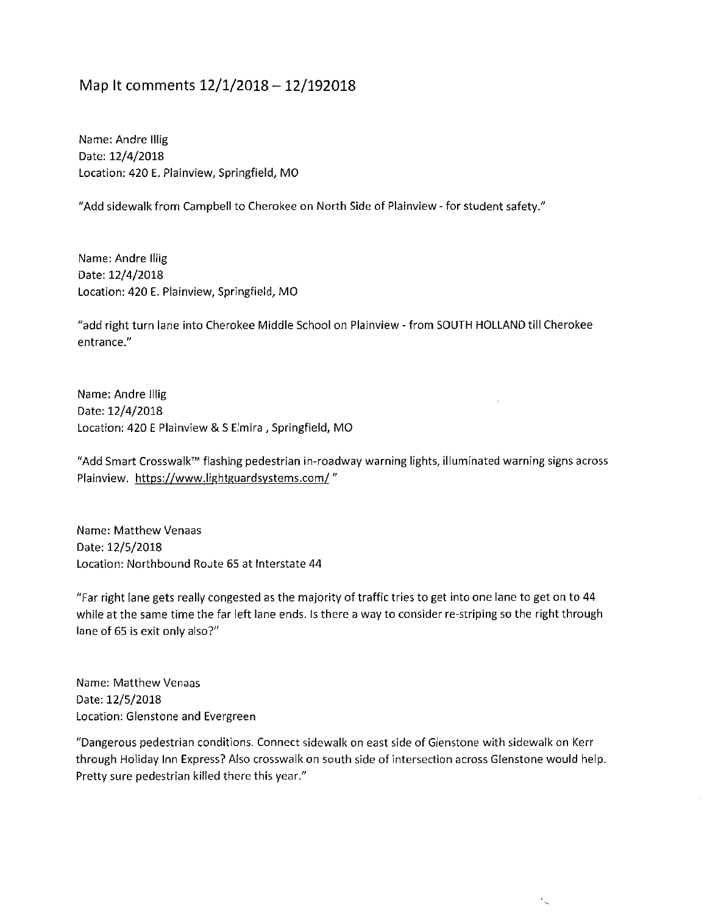# Map It comments 12/1/2018 – 12/192018

Name: Andre Illig
Date: 12/4/2018
Location: 420 E. Plainview, Springfield, MO

"Add sidewalk from Campbell to Cherokee on North Side of Plainview - for student safety."

Name: Andre Illig
Date: 12/4/2018
Location: 420 E. Plainview, Springfield, MO

"add right turn lane into Cherokee Middle School on Plainview - from SOUTH HOLLAND till Cherokee entrance."

Name: Andre Illig
Date: 12/4/2018
Location: 420 E Plainview & S Elmira , Springfield, MO

"Add Smart Crosswalk™ flashing pedestrian in-roadway warning lights, illuminated warning signs across Plainview. https://www.lightguardsystems.com/ "

Name: Matthew Venaas
Date: 12/5/2018
Location: Northbound Route 65 at Interstate 44

"Far right lane gets really congested as the majority of traffic tries to get into one lane to get on to 44 while at the same time the far left lane ends. Is there a way to consider re-striping so the right through lane of 65 is exit only also?"

Name: Matthew Venaas
Date: 12/5/2018
Location: Glenstone and Evergreen

"Dangerous pedestrian conditions. Connect sidewalk on east side of Glenstone with sidewalk on Kerr through Holiday Inn Express? Also crosswalk on south side of intersection across Glenstone would help. Pretty sure pedestrian killed there this year."